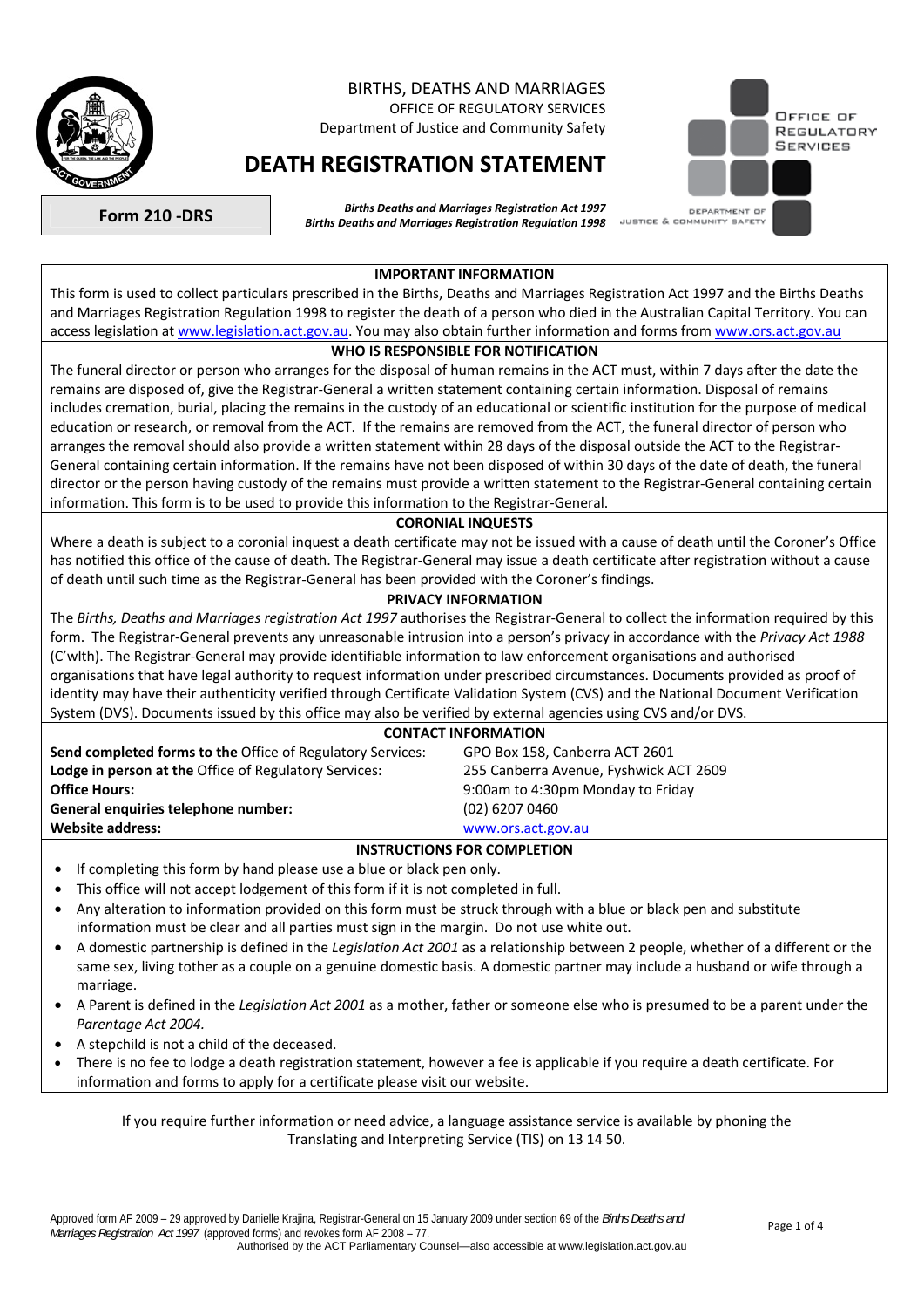BIRTHS, DEATHS AND MARRIAGES
OFFICE OF REGULATORY SERVICES
Department of Justice and Community Safety

# DEATH REGISTRATION STATEMENT

**Form 210 -DRS**

***Births Deaths and Marriages Registration Act 1997***
***Births Deaths and Marriages Registration Regulation 1998***

OFFICE OF REGULATORY SERVICES
DEPARTMENT OF JUSTICE & COMMUNITY SAFETY

## IMPORTANT INFORMATION

This form is used to collect particulars prescribed in the Births, Deaths and Marriages Registration Act 1997 and the Births Deaths and Marriages Registration Regulation 1998 to register the death of a person who died in the Australian Capital Territory. You can access legislation at www.legislation.act.gov.au. You may also obtain further information and forms from www.ors.act.gov.au

## WHO IS RESPONSIBLE FOR NOTIFICATION

The funeral director or person who arranges for the disposal of human remains in the ACT must, within 7 days after the date the remains are disposed of, give the Registrar-General a written statement containing certain information. Disposal of remains includes cremation, burial, placing the remains in the custody of an educational or scientific institution for the purpose of medical education or research, or removal from the ACT. If the remains are removed from the ACT, the funeral director of person who arranges the removal should also provide a written statement within 28 days of the disposal outside the ACT to the Registrar-General containing certain information. If the remains have not been disposed of within 30 days of the date of death, the funeral director or the person having custody of the remains must provide a written statement to the Registrar-General containing certain information. This form is to be used to provide this information to the Registrar-General.

## CORONIAL INQUESTS

Where a death is subject to a coronial inquest a death certificate may not be issued with a cause of death until the Coroner's Office has notified this office of the cause of death. The Registrar-General may issue a death certificate after registration without a cause of death until such time as the Registrar-General has been provided with the Coroner's findings.

## PRIVACY INFORMATION

The *Births, Deaths and Marriages registration Act 1997* authorises the Registrar-General to collect the information required by this form. The Registrar-General prevents any unreasonable intrusion into a person's privacy in accordance with the *Privacy Act 1988* (C'wlth). The Registrar-General may provide identifiable information to law enforcement organisations and authorised organisations that have legal authority to request information under prescribed circumstances. Documents provided as proof of identity may have their authenticity verified through Certificate Validation System (CVS) and the National Document Verification System (DVS). Documents issued by this office may also be verified by external agencies using CVS and/or DVS.

## CONTACT INFORMATION

| | |
|---|---|
| **Send completed forms to the** Office of Regulatory Services: | GPO Box 158, Canberra ACT 2601 |
| **Lodge in person at the** Office of Regulatory Services: | 255 Canberra Avenue, Fyshwick ACT 2609 |
| **Office Hours:** | 9:00am to 4:30pm Monday to Friday |
| **General enquiries telephone number:** | (02) 6207 0460 |
| **Website address:** | www.ors.act.gov.au |

## INSTRUCTIONS FOR COMPLETION

- If completing this form by hand please use a blue or black pen only.
- This office will not accept lodgement of this form if it is not completed in full.
- Any alteration to information provided on this form must be struck through with a blue or black pen and substitute information must be clear and all parties must sign in the margin. Do not use white out.
- A domestic partnership is defined in the *Legislation Act 2001* as a relationship between 2 people, whether of a different or the same sex, living tother as a couple on a genuine domestic basis. A domestic partner may include a husband or wife through a marriage.
- A Parent is defined in the *Legislation Act 2001* as a mother, father or someone else who is presumed to be a parent under the *Parentage Act 2004.*
- A stepchild is not a child of the deceased.
- There is no fee to lodge a death registration statement, however a fee is applicable if you require a death certificate. For information and forms to apply for a certificate please visit our website.

If you require further information or need advice, a language assistance service is available by phoning the Translating and Interpreting Service (TIS) on 13 14 50.

Approved form AF 2009 – 29 approved by Danielle Krajina, Registrar-General on 15 January 2009 under section 69 of the *Births Deaths and Marriages Registration Act 1997* (approved forms) and revokes form AF 2008 – 77.
Authorised by the ACT Parliamentary Counsel—also accessible at www.legislation.act.gov.au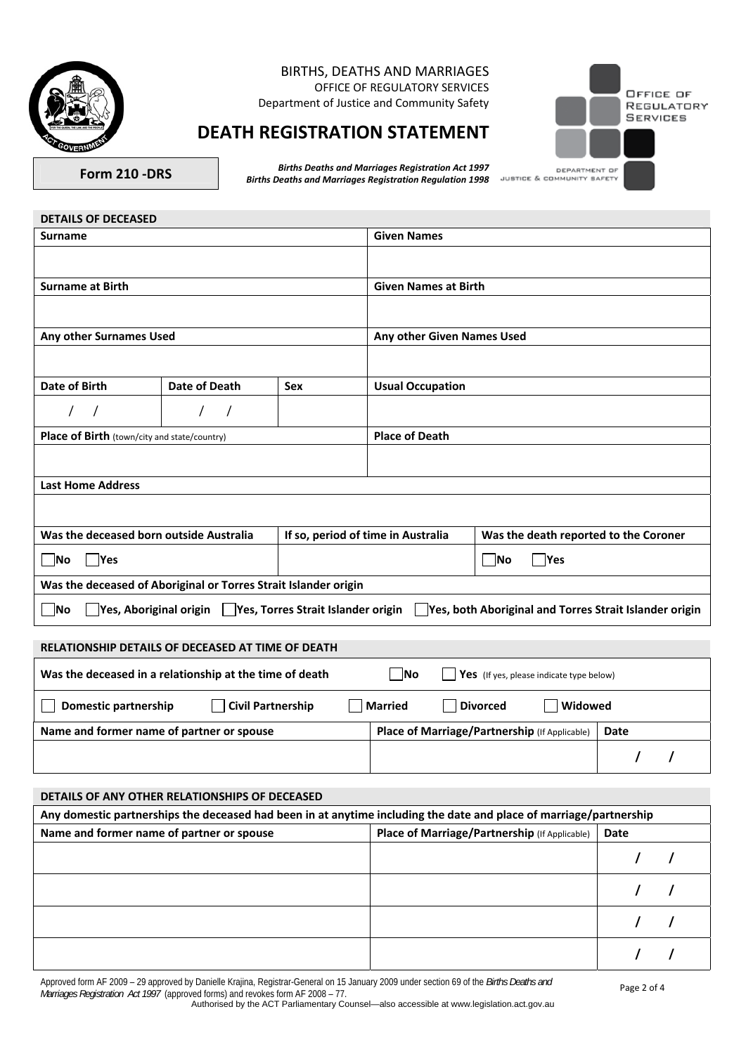BIRTHS, DEATHS AND MARRIAGES
OFFICE OF REGULATORY SERVICES
Department of Justice and Community Safety

# DEATH REGISTRATION STATEMENT

**Form 210 -DRS**

***Births Deaths and Marriages Registration Act 1997***
***Births Deaths and Marriages Registration Regulation 1998***

OFFICE OF REGULATORY SERVICES
DEPARTMENT OF JUSTICE & COMMUNITY SAFETY

## DETAILS OF DECEASED

| **Surname** | | | **Given Names** | |
|---|---|---|---|---|
| | | | | |
| **Surname at Birth** | | | **Given Names at Birth** | |
| | | | | |
| **Any other Surnames Used** | | | **Any other Given Names Used** | |
| | | | | |
| **Date of Birth** | **Date of Death** | **Sex** | **Usual Occupation** | |
| / / | / / | | | |
| **Place of Birth** (town/city and state/country) | | | **Place of Death** | |
| | | | | |
| **Last Home Address** | | | | |
| | | | | |
| **Was the deceased born outside Australia** | | **If so, period of time in Australia** | | **Was the death reported to the Coroner** |
| ☐ No ☐ Yes | | | | ☐ No ☐ Yes |
| **Was the deceased of Aboriginal or Torres Strait Islander origin** | | | | |
| ☐ No ☐ Yes, Aboriginal origin ☐ Yes, Torres Strait Islander origin ☐ Yes, both Aboriginal and Torres Strait Islander origin | | | | |

## RELATIONSHIP DETAILS OF DECEASED AT TIME OF DEATH

| **Was the deceased in a relationship at the time of death** ☐ No ☐ **Yes** (If yes, please indicate type below) | | |
|---|---|---|
| ☐ Domestic partnership ☐ Civil Partnership ☐ Married ☐ Divorced ☐ Widowed | | |
| **Name and former name of partner or spouse** | **Place of Marriage/Partnership** (If Applicable) | **Date** |
| | | / / |

## DETAILS OF ANY OTHER RELATIONSHIPS OF DECEASED

**Any domestic partnerships the deceased had been in at anytime including the date and place of marriage/partnership**

| **Name and former name of partner or spouse** | **Place of Marriage/Partnership** (If Applicable) | **Date** |
|---|---|---|
| | | / / |
| | | / / |
| | | / / |
| | | / / |

Approved form AF 2009 – 29 approved by Danielle Krajina, Registrar-General on 15 January 2009 under section 69 of the *Births Deaths and Marriages Registration Act 1997* (approved forms) and revokes form AF 2008 – 77.
Authorised by the ACT Parliamentary Counsel—also accessible at www.legislation.act.gov.au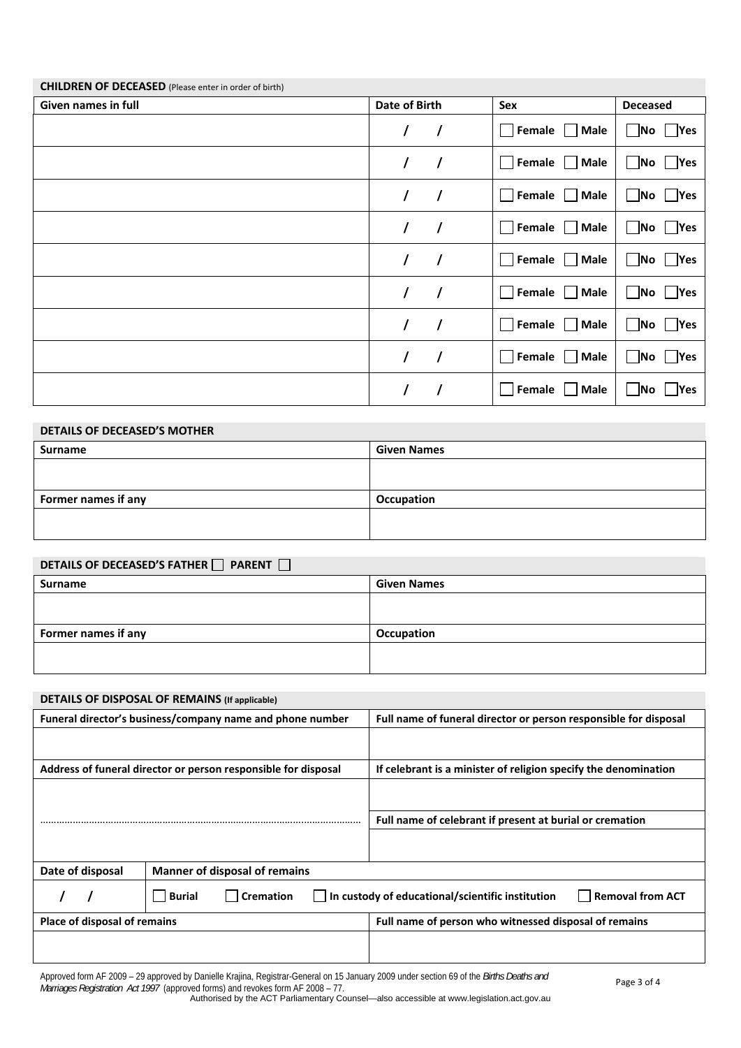**CHILDREN OF DECEASED** (Please enter in order of birth)

| Given names in full | Date of Birth | Sex | Deceased |
|---|---|---|---|
| | / / | ☐ Female ☐ Male | ☐ No ☐ Yes |
| | / / | ☐ Female ☐ Male | ☐ No ☐ Yes |
| | / / | ☐ Female ☐ Male | ☐ No ☐ Yes |
| | / / | ☐ Female ☐ Male | ☐ No ☐ Yes |
| | / / | ☐ Female ☐ Male | ☐ No ☐ Yes |
| | / / | ☐ Female ☐ Male | ☐ No ☐ Yes |
| | / / | ☐ Female ☐ Male | ☐ No ☐ Yes |
| | / / | ☐ Female ☐ Male | ☐ No ☐ Yes |
| | / / | ☐ Female ☐ Male | ☐ No ☐ Yes |

**DETAILS OF DECEASED'S MOTHER**

| Surname | Given Names |
|---|---|
| | |
| **Former names if any** | **Occupation** |
| | |

**DETAILS OF DECEASED'S FATHER ☐ PARENT ☐**

| Surname | Given Names |
|---|---|
| | |
| **Former names if any** | **Occupation** |
| | |

**DETAILS OF DISPOSAL OF REMAINS (If applicable)**

| Funeral director's business/company name and phone number | Full name of funeral director or person responsible for disposal |
|---|---|
| | |
| **Address of funeral director or person responsible for disposal** | **If celebrant is a minister of religion specify the denomination** |
| | |
| ………………………………………………………………………………………… | **Full name of celebrant if present at burial or cremation** |
| | |

| Date of disposal | Manner of disposal of remains |
|---|---|
| / / | ☐ Burial ☐ Cremation ☐ In custody of educational/scientific institution ☐ Removal from ACT |

| Place of disposal of remains | Full name of person who witnessed disposal of remains |
|---|---|
| | |

Approved form AF 2009 – 29 approved by Danielle Krajina, Registrar-General on 15 January 2009 under section 69 of the *Births Deaths and Marriages Registration Act 1997* (approved forms) and revokes form AF 2008 – 77.

Authorised by the ACT Parliamentary Counsel—also accessible at www.legislation.act.gov.au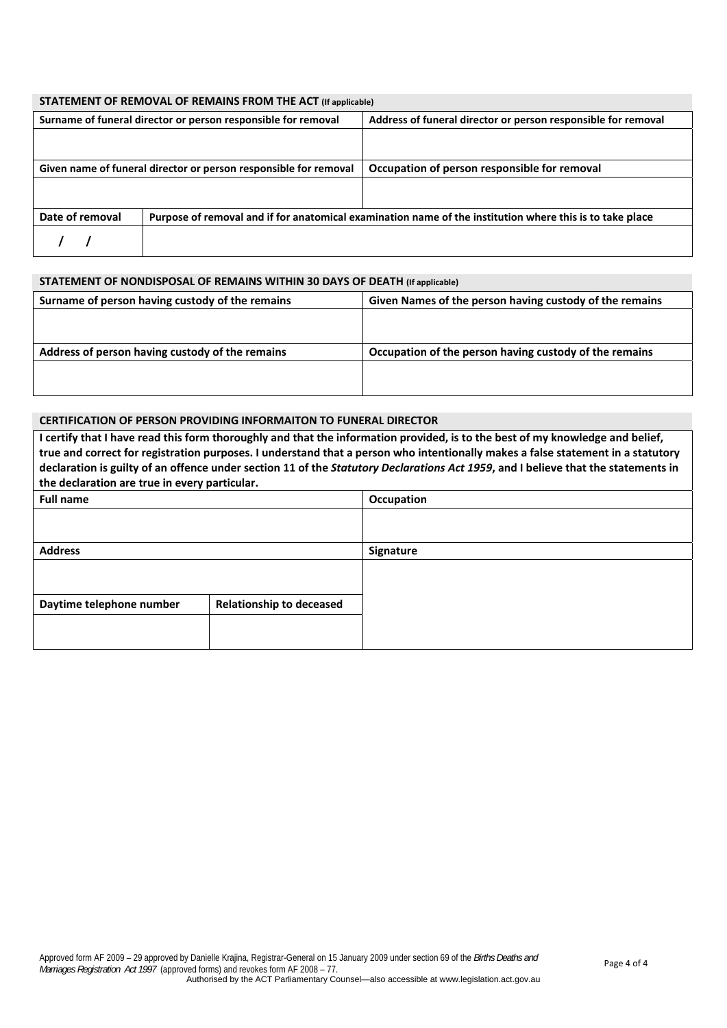## STATEMENT OF REMOVAL OF REMAINS FROM THE ACT (If applicable)

| Surname of funeral director or person responsible for removal | Address of funeral director or person responsible for removal |
|---|---|
| | |
| **Given name of funeral director or person responsible for removal** | **Occupation of person responsible for removal** |
| | |

| Date of removal | Purpose of removal and if for anatomical examination name of the institution where this is to take place |
|---|---|
| / / | |

## STATEMENT OF NONDISPOSAL OF REMAINS WITHIN 30 DAYS OF DEATH (If applicable)

| Surname of person having custody of the remains | Given Names of the person having custody of the remains |
|---|---|
| | |
| **Address of person having custody of the remains** | **Occupation of the person having custody of the remains** |
| | |

## CERTIFICATION OF PERSON PROVIDING INFORMAITON TO FUNERAL DIRECTOR

**I certify that I have read this form thoroughly and that the information provided, is to the best of my knowledge and belief, true and correct for registration purposes. I understand that a person who intentionally makes a false statement in a statutory declaration is guilty of an offence under section 11 of the *Statutory Declarations Act 1959*, and I believe that the statements in the declaration are true in every particular.**

| Full name | | Occupation |
|---|---|---|
| | | |
| **Address** | | **Signature** |
| | | |
| **Daytime telephone number** | **Relationship to deceased** | |
| | | |

Approved form AF 2009 – 29 approved by Danielle Krajina, Registrar-General on 15 January 2009 under section 69 of the *Births Deaths and Marriages Registration Act 1997* (approved forms) and revokes form AF 2008 – 77.

Authorised by the ACT Parliamentary Counsel—also accessible at www.legislation.act.gov.au